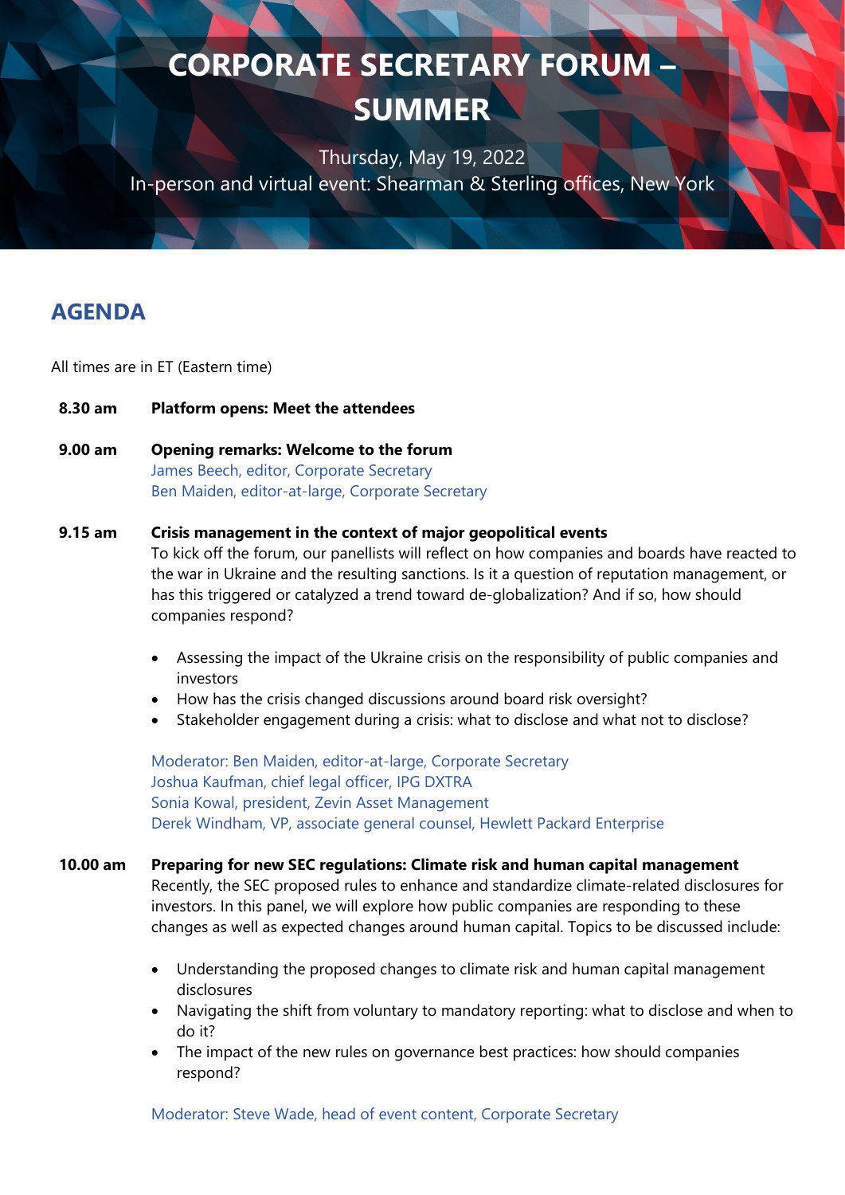# CORPORATE SECRETARY FORUM – SUMMER

Thursday, May 19, 2022

In-person and virtual event: Shearman & Sterling offices, New York

## AGENDA

All times are in ET (Eastern time)

**8.30 am** **Platform opens: Meet the attendees**

**9.00 am** **Opening remarks: Welcome to the forum**

James Beech, editor, Corporate Secretary
Ben Maiden, editor-at-large, Corporate Secretary

**9.15 am** **Crisis management in the context of major geopolitical events**

To kick off the forum, our panellists will reflect on how companies and boards have reacted to the war in Ukraine and the resulting sanctions. Is it a question of reputation management, or has this triggered or catalyzed a trend toward de-globalization? And if so, how should companies respond?

- Assessing the impact of the Ukraine crisis on the responsibility of public companies and investors
- How has the crisis changed discussions around board risk oversight?
- Stakeholder engagement during a crisis: what to disclose and what not to disclose?

Moderator: Ben Maiden, editor-at-large, Corporate Secretary
Joshua Kaufman, chief legal officer, IPG DXTRA
Sonia Kowal, president, Zevin Asset Management
Derek Windham, VP, associate general counsel, Hewlett Packard Enterprise

**10.00 am** **Preparing for new SEC regulations: Climate risk and human capital management**

Recently, the SEC proposed rules to enhance and standardize climate-related disclosures for investors. In this panel, we will explore how public companies are responding to these changes as well as expected changes around human capital. Topics to be discussed include:

- Understanding the proposed changes to climate risk and human capital management disclosures
- Navigating the shift from voluntary to mandatory reporting: what to disclose and when to do it?
- The impact of the new rules on governance best practices: how should companies respond?

Moderator: Steve Wade, head of event content, Corporate Secretary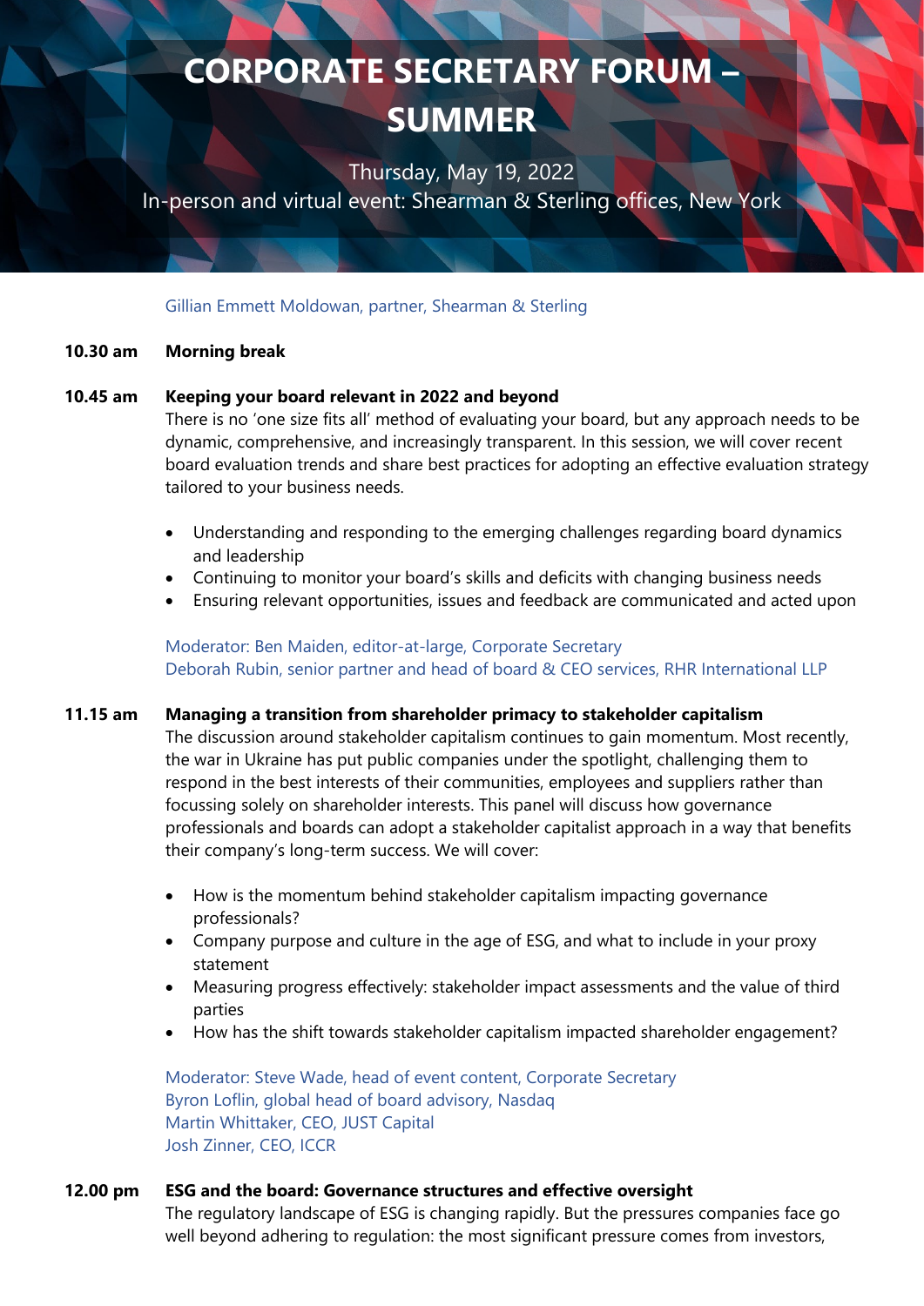# CORPORATE SECRETARY FORUM – SUMMER

Thursday, May 19, 2022
In-person and virtual event: Shearman & Sterling offices, New York

Gillian Emmett Moldowan, partner, Shearman & Sterling

**10.30 am** **Morning break**

**10.45 am** **Keeping your board relevant in 2022 and beyond**

There is no 'one size fits all' method of evaluating your board, but any approach needs to be dynamic, comprehensive, and increasingly transparent. In this session, we will cover recent board evaluation trends and share best practices for adopting an effective evaluation strategy tailored to your business needs.

- Understanding and responding to the emerging challenges regarding board dynamics and leadership
- Continuing to monitor your board's skills and deficits with changing business needs
- Ensuring relevant opportunities, issues and feedback are communicated and acted upon

Moderator: Ben Maiden, editor-at-large, Corporate Secretary
Deborah Rubin, senior partner and head of board & CEO services, RHR International LLP

**11.15 am** **Managing a transition from shareholder primacy to stakeholder capitalism**

The discussion around stakeholder capitalism continues to gain momentum. Most recently, the war in Ukraine has put public companies under the spotlight, challenging them to respond in the best interests of their communities, employees and suppliers rather than focussing solely on shareholder interests. This panel will discuss how governance professionals and boards can adopt a stakeholder capitalist approach in a way that benefits their company's long-term success. We will cover:

- How is the momentum behind stakeholder capitalism impacting governance professionals?
- Company purpose and culture in the age of ESG, and what to include in your proxy statement
- Measuring progress effectively: stakeholder impact assessments and the value of third parties
- How has the shift towards stakeholder capitalism impacted shareholder engagement?

Moderator: Steve Wade, head of event content, Corporate Secretary
Byron Loflin, global head of board advisory, Nasdaq
Martin Whittaker, CEO, JUST Capital
Josh Zinner, CEO, ICCR

**12.00 pm** **ESG and the board: Governance structures and effective oversight**

The regulatory landscape of ESG is changing rapidly. But the pressures companies face go well beyond adhering to regulation: the most significant pressure comes from investors,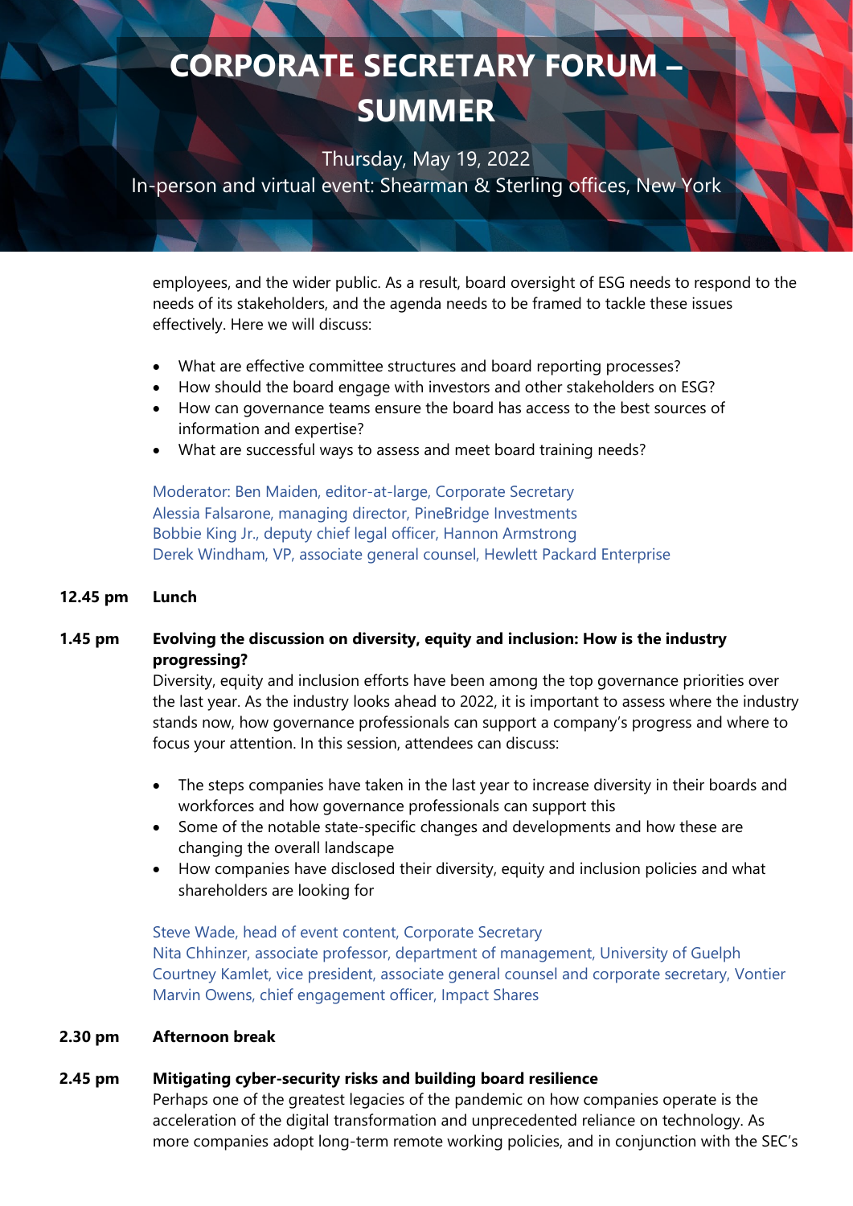# CORPORATE SECRETARY FORUM – SUMMER

Thursday, May 19, 2022

In-person and virtual event: Shearman & Sterling offices, New York

employees, and the wider public. As a result, board oversight of ESG needs to respond to the needs of its stakeholders, and the agenda needs to be framed to tackle these issues effectively. Here we will discuss:

- What are effective committee structures and board reporting processes?
- How should the board engage with investors and other stakeholders on ESG?
- How can governance teams ensure the board has access to the best sources of information and expertise?
- What are successful ways to assess and meet board training needs?

Moderator: Ben Maiden, editor-at-large, Corporate Secretary
Alessia Falsarone, managing director, PineBridge Investments
Bobbie King Jr., deputy chief legal officer, Hannon Armstrong
Derek Windham, VP, associate general counsel, Hewlett Packard Enterprise

**12.45 pm** **Lunch**

**1.45 pm** **Evolving the discussion on diversity, equity and inclusion: How is the industry progressing?**

Diversity, equity and inclusion efforts have been among the top governance priorities over the last year. As the industry looks ahead to 2022, it is important to assess where the industry stands now, how governance professionals can support a company's progress and where to focus your attention. In this session, attendees can discuss:

- The steps companies have taken in the last year to increase diversity in their boards and workforces and how governance professionals can support this
- Some of the notable state-specific changes and developments and how these are changing the overall landscape
- How companies have disclosed their diversity, equity and inclusion policies and what shareholders are looking for

Steve Wade, head of event content, Corporate Secretary
Nita Chhinzer, associate professor, department of management, University of Guelph
Courtney Kamlet, vice president, associate general counsel and corporate secretary, Vontier
Marvin Owens, chief engagement officer, Impact Shares

**2.30 pm** **Afternoon break**

**2.45 pm** **Mitigating cyber-security risks and building board resilience**

Perhaps one of the greatest legacies of the pandemic on how companies operate is the acceleration of the digital transformation and unprecedented reliance on technology. As more companies adopt long-term remote working policies, and in conjunction with the SEC's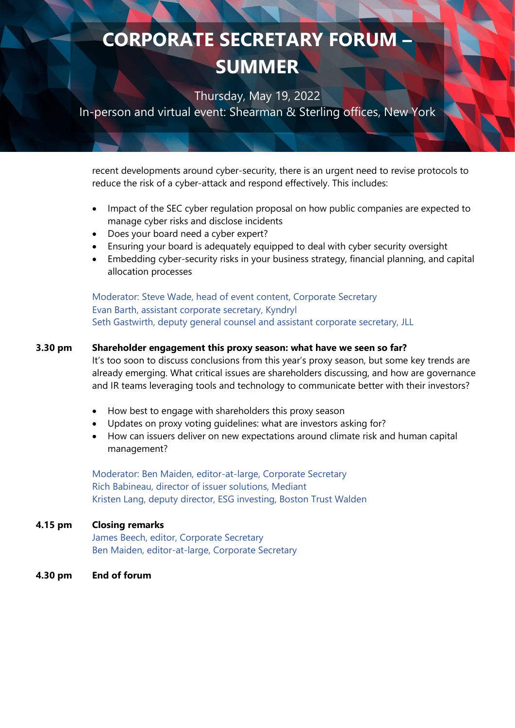# CORPORATE SECRETARY FORUM – SUMMER

Thursday, May 19, 2022
In-person and virtual event: Shearman & Sterling offices, New York

recent developments around cyber-security, there is an urgent need to revise protocols to reduce the risk of a cyber-attack and respond effectively. This includes:

- Impact of the SEC cyber regulation proposal on how public companies are expected to manage cyber risks and disclose incidents
- Does your board need a cyber expert?
- Ensuring your board is adequately equipped to deal with cyber security oversight
- Embedding cyber-security risks in your business strategy, financial planning, and capital allocation processes

Moderator: Steve Wade, head of event content, Corporate Secretary
Evan Barth, assistant corporate secretary, Kyndryl
Seth Gastwirth, deputy general counsel and assistant corporate secretary, JLL

**3.30 pm** **Shareholder engagement this proxy season: what have we seen so far?**
It's too soon to discuss conclusions from this year's proxy season, but some key trends are already emerging. What critical issues are shareholders discussing, and how are governance and IR teams leveraging tools and technology to communicate better with their investors?

- How best to engage with shareholders this proxy season
- Updates on proxy voting guidelines: what are investors asking for?
- How can issuers deliver on new expectations around climate risk and human capital management?

Moderator: Ben Maiden, editor-at-large, Corporate Secretary
Rich Babineau, director of issuer solutions, Mediant
Kristen Lang, deputy director, ESG investing, Boston Trust Walden

**4.15 pm** **Closing remarks**
James Beech, editor, Corporate Secretary
Ben Maiden, editor-at-large, Corporate Secretary

**4.30 pm** **End of forum**